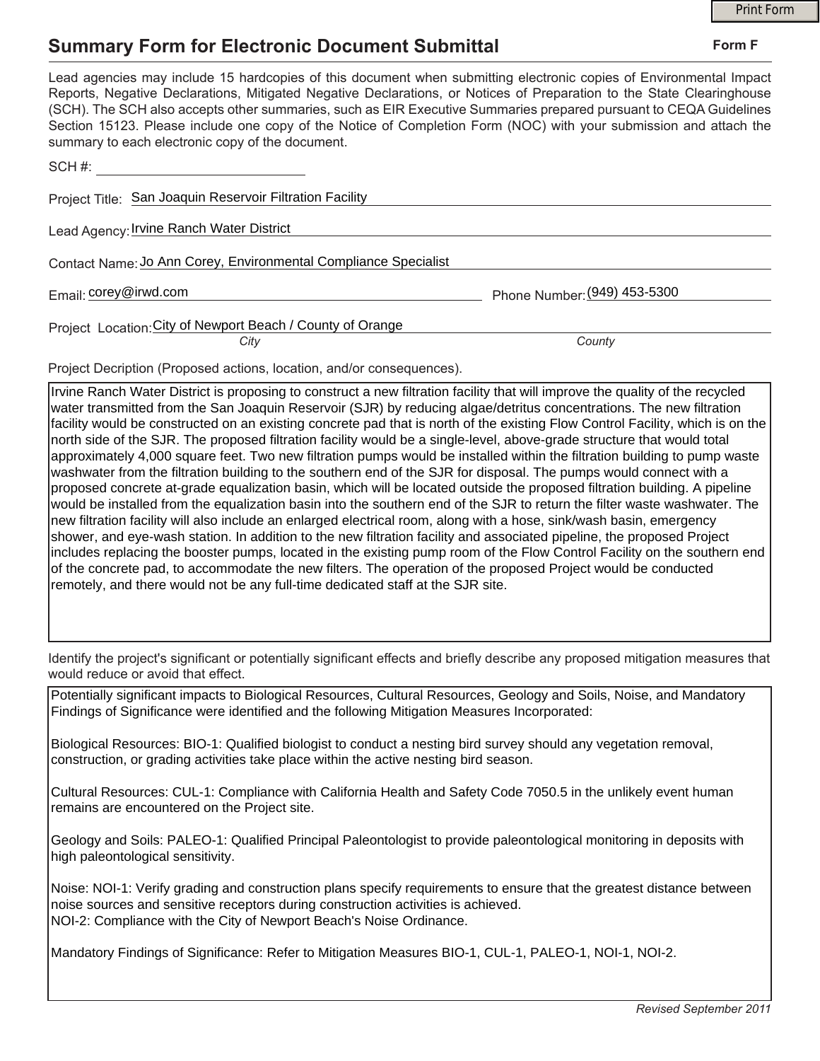# Summary Form for Electronic Document Submittal

**Form F**

Lead agencies may include 15 hardcopies of this document when submitting electronic copies of Environmental Impact Reports, Negative Declarations, Mitigated Negative Declarations, or Notices of Preparation to the State Clearinghouse (SCH). The SCH also accepts other summaries, such as EIR Executive Summaries prepared pursuant to CEQA Guidelines Section 15123. Please include one copy of the Notice of Completion Form (NOC) with your submission and attach the summary to each electronic copy of the document.

SCH #: ____________________

Project Title: San Joaquin Reservoir Filtration Facility

Lead Agency: Irvine Ranch Water District

Contact Name: Jo Ann Corey, Environmental Compliance Specialist

Email: corey@irwd.com

Phone Number: (949) 453-5300

Project Location: City of Newport Beach / County of Orange

*City* *County*

Project Decription (Proposed actions, location, and/or consequences).

Irvine Ranch Water District is proposing to construct a new filtration facility that will improve the quality of the recycled water transmitted from the San Joaquin Reservoir (SJR) by reducing algae/detritus concentrations. The new filtration facility would be constructed on an existing concrete pad that is north of the existing Flow Control Facility, which is on the north side of the SJR. The proposed filtration facility would be a single-level, above-grade structure that would total approximately 4,000 square feet. Two new filtration pumps would be installed within the filtration building to pump waste washwater from the filtration building to the southern end of the SJR for disposal. The pumps would connect with a proposed concrete at-grade equalization basin, which will be located outside the proposed filtration building. A pipeline would be installed from the equalization basin into the southern end of the SJR to return the filter waste washwater. The new filtration facility will also include an enlarged electrical room, along with a hose, sink/wash basin, emergency shower, and eye-wash station. In addition to the new filtration facility and associated pipeline, the proposed Project includes replacing the booster pumps, located in the existing pump room of the Flow Control Facility on the southern end of the concrete pad, to accommodate the new filters. The operation of the proposed Project would be conducted remotely, and there would not be any full-time dedicated staff at the SJR site.

Identify the project's significant or potentially significant effects and briefly describe any proposed mitigation measures that would reduce or avoid that effect.

Potentially significant impacts to Biological Resources, Cultural Resources, Geology and Soils, Noise, and Mandatory Findings of Significance were identified and the following Mitigation Measures Incorporated:

Biological Resources: BIO-1: Qualified biologist to conduct a nesting bird survey should any vegetation removal, construction, or grading activities take place within the active nesting bird season.

Cultural Resources: CUL-1: Compliance with California Health and Safety Code 7050.5 in the unlikely event human remains are encountered on the Project site.

Geology and Soils: PALEO-1: Qualified Principal Paleontologist to provide paleontological monitoring in deposits with high paleontological sensitivity.

Noise: NOI-1: Verify grading and construction plans specify requirements to ensure that the greatest distance between noise sources and sensitive receptors during construction activities is achieved.
NOI-2: Compliance with the City of Newport Beach's Noise Ordinance.

Mandatory Findings of Significance: Refer to Mitigation Measures BIO-1, CUL-1, PALEO-1, NOI-1, NOI-2.

*Revised September 2011*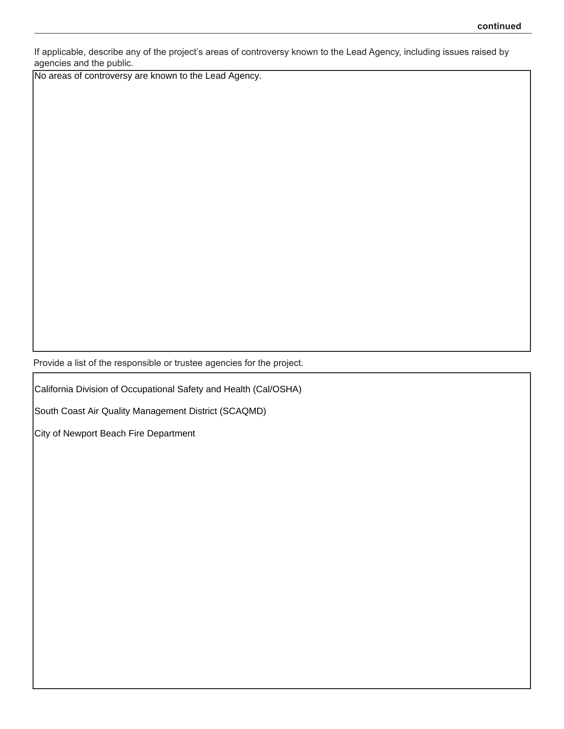**continued**

If applicable, describe any of the project's areas of controversy known to the Lead Agency, including issues raised by agencies and the public.

No areas of controversy are known to the Lead Agency.

Provide a list of the responsible or trustee agencies for the project.

California Division of Occupational Safety and Health (Cal/OSHA)

South Coast Air Quality Management District (SCAQMD)

City of Newport Beach Fire Department